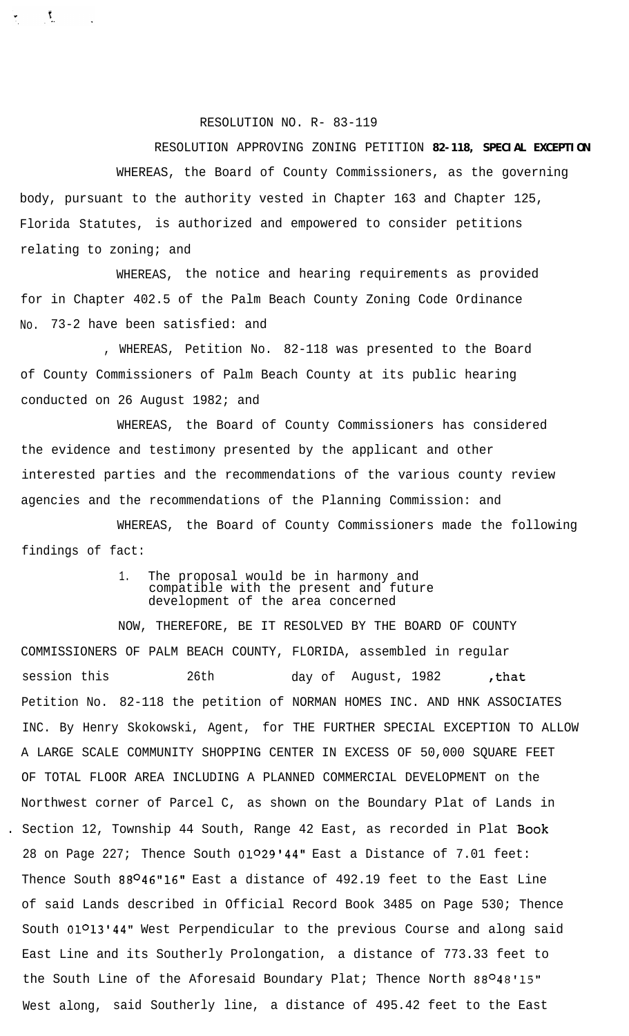RESOLUTION NO. R- 83-119

RESOLUTION APPROVING ZONING PETITION **82-118, SPECIAL EXCEPTION**

WHEREAS, the Board of County Commissioners, as the governing body, pursuant to the authority vested in Chapter 163 and Chapter 125, Florida Statutes, is authorized and empowered to consider petitions relating to zoning; and

WHEREAS, the notice and hearing requirements as provided for in Chapter 402.5 of the Palm Beach County Zoning Code Ordinance No. 73-2 have been satisfied: and

, WHEREAS, Petition No. 82-118 was presented to the Board of County Commissioners of Palm Beach County at its public hearing conducted on 26 August 1982; and

WHEREAS, the Board of County Commissioners has considered the evidence and testimony presented by the applicant and other interested parties and the recommendations of the various county review agencies and the recommendations of the Planning Commission: and

WHEREAS, the Board of County Commissioners made the following findings of fact:

1. The proposal would be in harmony and compatible with the present and future development of the area concerned

NOW, THEREFORE, BE IT RESOLVED BY THE BOARD OF COUNTY COMMISSIONERS OF PALM BEACH COUNTY, FLORIDA, assembled in regular session this 26th day of August, 1982 ,that Petition No. 82-118 the petition of NORMAN HOMES INC. AND HNK ASSOCIATES INC. By Henry Skokowski, Agent, for THE FURTHER SPECIAL EXCEPTION TO ALLOW A LARGE SCALE COMMUNITY SHOPPING CENTER IN EXCESS OF 50,000 SQUARE FEET OF TOTAL FLOOR AREA INCLUDING A PLANNED COMMERCIAL DEVELOPMENT on the Northwest corner of Parcel C, as shown on the Boundary Plat of Lands in Section 12, Township 44 South, Range 42 East, as recorded in Plat Book 28 on Page 227; Thence South 01°29'44" East a Distance of 7.01 feet: Thence South 88°46"16" East a distance of 492.19 feet to the East Line of said Lands described in Official Record Book 3485 on Page 530; Thence South 01°13'44" West Perpendicular to the previous Course and along said East Line and its Southerly Prolongation, a distance of 773.33 feet to the South Line of the Aforesaid Boundary Plat; Thence North 88°48'15" West along, said Southerly line, a distance of 495.42 feet to the East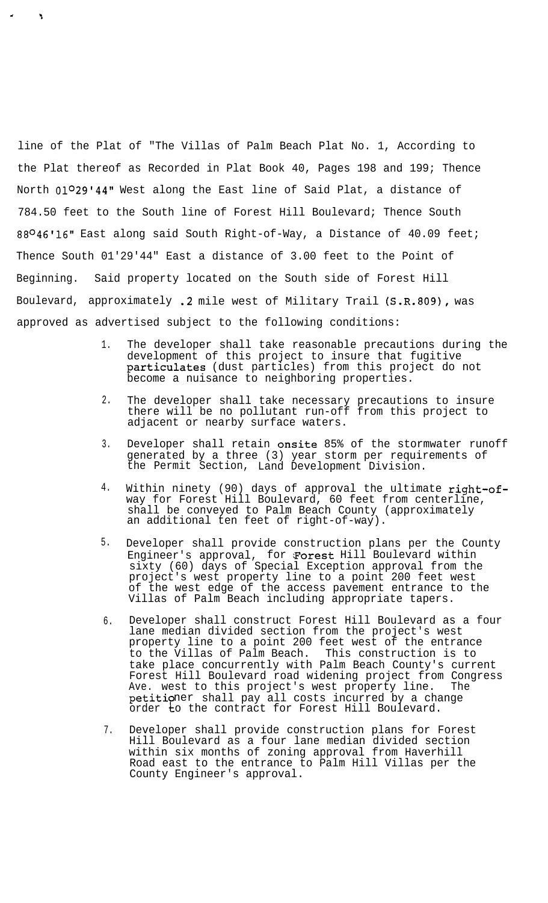line of the Plat of "The Villas of Palm Beach Plat No. 1, According to the Plat thereof as Recorded in Plat Book 40, Pages 198 and 199; Thence North 01°29'44" West along the East line of Said Plat, a distance of 784.50 feet to the South line of Forest Hill Boulevard; Thence South 88°46'16" East along said South Right-of-Way, a Distance of 40.09 feet; Thence South 01'29'44" East a distance of 3.00 feet to the Point of Beginning. Said property located on the South side of Forest Hill Boulevard, approximately .2 mile west of Military Trail (S.R.809), was approved as advertised subject to the following conditions:

1. The developer shall take reasonable precautions during the development of this project to insure that fugitive particulates (dust particles) from this project do not become a nuisance to neighboring properties.

2. The developer shall take necessary precautions to insure there will be no pollutant run-off from this project to adjacent or nearby surface waters.

3. Developer shall retain onsite 85% of the stormwater runoff generated by a three (3) year storm per requirements of the Permit Section, Land Development Division.

4. Within ninety (90) days of approval the ultimate right-of-way for Forest Hill Boulevard, 60 feet from centerline, shall be conveyed to Palm Beach County (approximately an additional ten feet of right-of-way).

5. Developer shall provide construction plans per the County Engineer's approval, for Forest Hill Boulevard within sixty (60) days of Special Exception approval from the project's west property line to a point 200 feet west of the west edge of the access pavement entrance to the Villas of Palm Beach including appropriate tapers.

6. Developer shall construct Forest Hill Boulevard as a four lane median divided section from the project's west property line to a point 200 feet west of the entrance to the Villas of Palm Beach. This construction is to take place concurrently with Palm Beach County's current Forest Hill Boulevard road widening project from Congress Ave. west to this project's west property line. The petitioner shall pay all costs incurred by a change order to the contract for Forest Hill Boulevard.

7. Developer shall provide construction plans for Forest Hill Boulevard as a four lane median divided section within six months of zoning approval from Haverhill Road east to the entrance to Palm Hill Villas per the County Engineer's approval.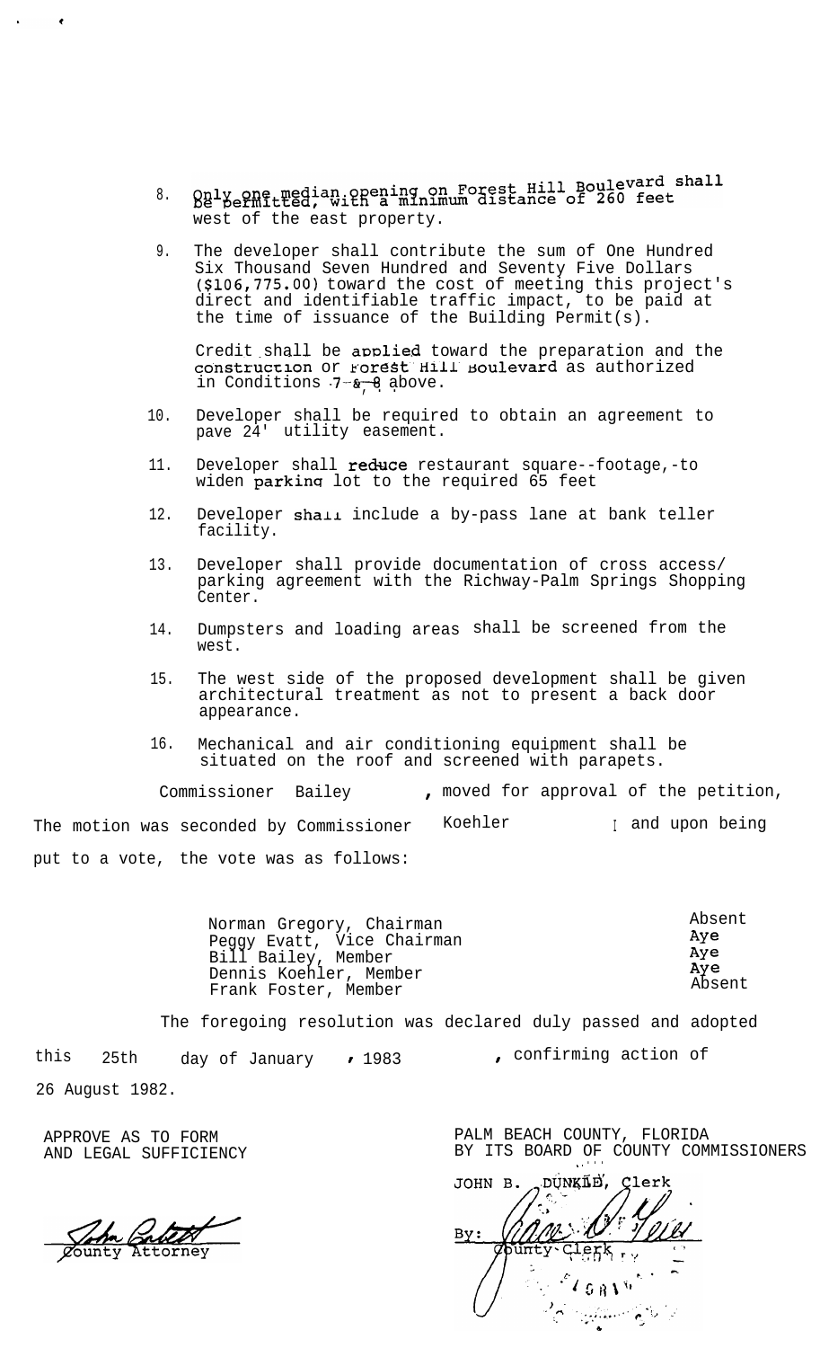8. Only one median opening on Forest Hill Boulevard shall be permitted, with a minimum distance of 260 feet west of the east property.

9. The developer shall contribute the sum of One Hundred Six Thousand Seven Hundred and Seventy Five Dollars ($106,775.00) toward the cost of meeting this project's direct and identifiable traffic impact, to be paid at the time of issuance of the Building Permit(s).

   Credit shall be applied toward the preparation and the construction of Forest Hill Boulevard as authorized in Conditions 7 & 8 above.

10. Developer shall be required to obtain an agreement to pave 24' utility easement.

11. Developer shall reduce restaurant square--footage,-to widen parking lot to the required 65 feet

12. Developer shall include a by-pass lane at bank teller facility.

13. Developer shall provide documentation of cross access/ parking agreement with the Richway-Palm Springs Shopping Center.

14. Dumpsters and loading areas shall be screened from the west.

15. The west side of the proposed development shall be given architectural treatment as not to present a back door appearance.

16. Mechanical and air conditioning equipment shall be situated on the roof and screened with parapets.

Commissioner Bailey, moved for approval of the petition, The motion was seconded by Commissioner Koehler and upon being put to a vote, the vote was as follows:

| | |
|---|---|
| Norman Gregory, Chairman | Absent |
| Peggy Evatt, Vice Chairman | Aye |
| Bill Bailey, Member | Aye |
| Dennis Koehler, Member | Aye |
| Frank Foster, Member | Absent |

The foregoing resolution was declared duly passed and adopted this 25th day of January, 1983, confirming action of 26 August 1982.

APPROVE AS TO FORM
AND LEGAL SUFFICIENCY

County Attorney

PALM BEACH COUNTY, FLORIDA
BY ITS BOARD OF COUNTY COMMISSIONERS

JOHN B. DUNKLE, Clerk

By: County Clerk